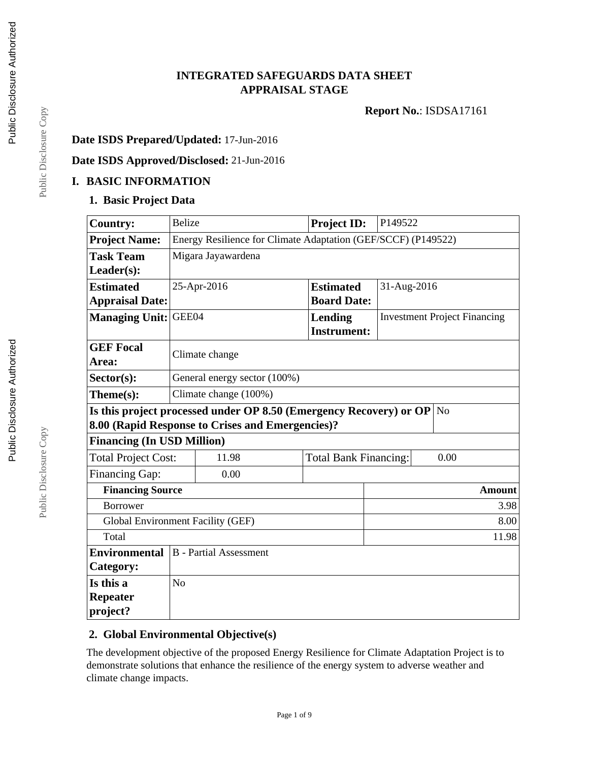# INTEGRATED SAFEGUARDS DATA SHEET
# APPRAISAL STAGE

**Report No.**: ISDSA17161

**Date ISDS Prepared/Updated:** 17-Jun-2016

**Date ISDS Approved/Disclosed:** 21-Jun-2016

## I. BASIC INFORMATION

### 1. Basic Project Data

| | | | |
|---|---|---|---|
| **Country:** | Belize | **Project ID:** | P149522 |
| **Project Name:** | Energy Resilience for Climate Adaptation (GEF/SCCF) (P149522) | | |
| **Task Team Leader(s):** | Migara Jayawardena | | |
| **Estimated Appraisal Date:** | 25-Apr-2016 | **Estimated Board Date:** | 31-Aug-2016 |
| **Managing Unit:** | GEE04 | **Lending Instrument:** | Investment Project Financing |
| **GEF Focal Area:** | Climate change | | |
| **Sector(s):** | General energy sector (100%) | | |
| **Theme(s):** | Climate change (100%) | | |
| **Is this project processed under OP 8.50 (Emergency Recovery) or OP 8.00 (Rapid Response to Crises and Emergencies)?** | No | | |

**Financing (In USD Million)**

| | | | |
|---|---|---|---|
| Total Project Cost: | 11.98 | Total Bank Financing: | 0.00 |
| Financing Gap: | 0.00 | | |

| **Financing Source** | **Amount** |
|---|---|
| Borrower | 3.98 |
| Global Environment Facility (GEF) | 8.00 |
| Total | 11.98 |

| | |
|---|---|
| **Environmental Category:** | B - Partial Assessment |
| **Is this a Repeater project?** | No |

### 2. Global Environmental Objective(s)

The development objective of the proposed Energy Resilience for Climate Adaptation Project is to demonstrate solutions that enhance the resilience of the energy system to adverse weather and climate change impacts.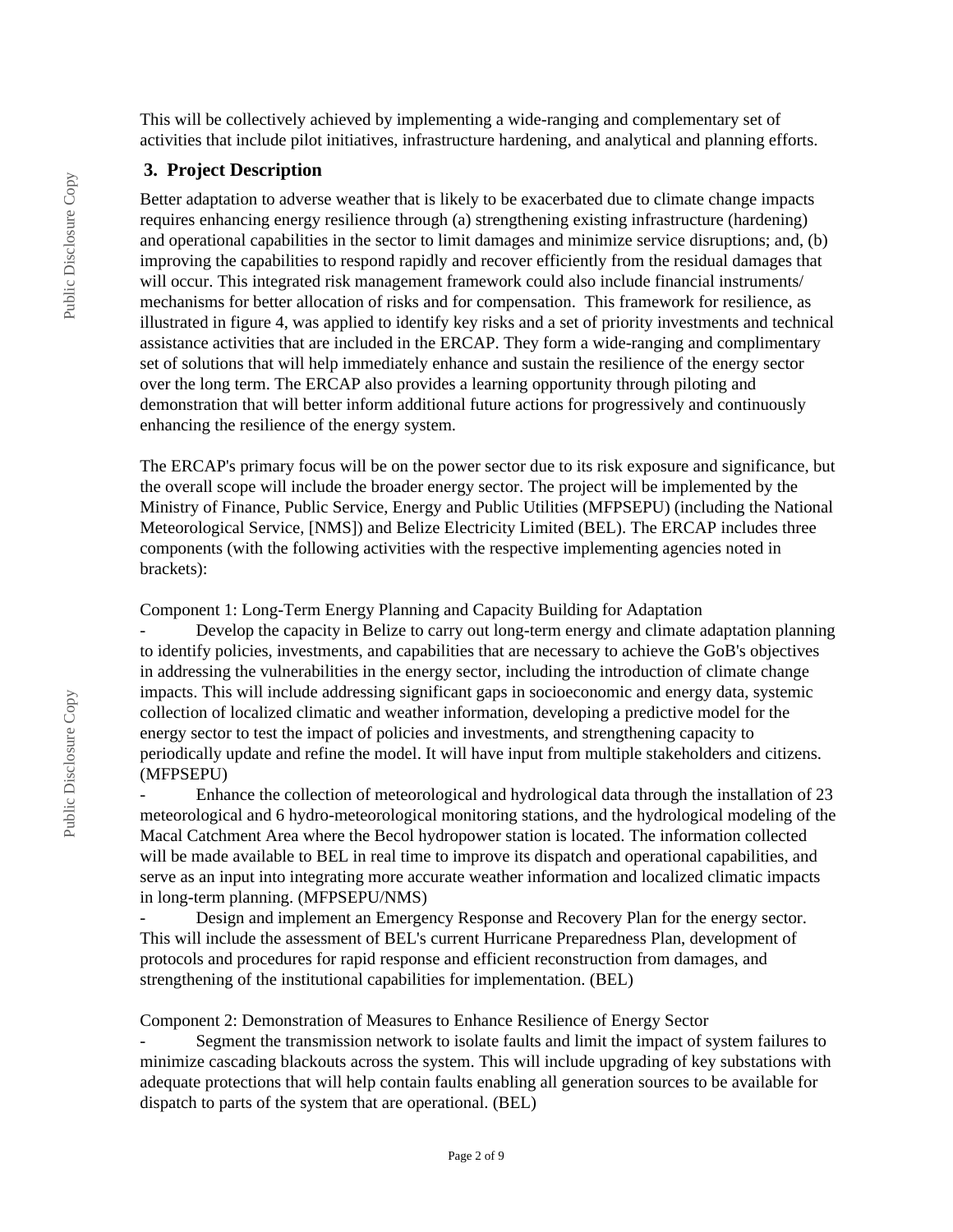This will be collectively achieved by implementing a wide-ranging and complementary set of activities that include pilot initiatives, infrastructure hardening, and analytical and planning efforts.

## 3. Project Description

Better adaptation to adverse weather that is likely to be exacerbated due to climate change impacts requires enhancing energy resilience through (a) strengthening existing infrastructure (hardening) and operational capabilities in the sector to limit damages and minimize service disruptions; and, (b) improving the capabilities to respond rapidly and recover efficiently from the residual damages that will occur. This integrated risk management framework could also include financial instruments/ mechanisms for better allocation of risks and for compensation. This framework for resilience, as illustrated in figure 4, was applied to identify key risks and a set of priority investments and technical assistance activities that are included in the ERCAP. They form a wide-ranging and complimentary set of solutions that will help immediately enhance and sustain the resilience of the energy sector over the long term. The ERCAP also provides a learning opportunity through piloting and demonstration that will better inform additional future actions for progressively and continuously enhancing the resilience of the energy system.

The ERCAP's primary focus will be on the power sector due to its risk exposure and significance, but the overall scope will include the broader energy sector. The project will be implemented by the Ministry of Finance, Public Service, Energy and Public Utilities (MFPSEPU) (including the National Meteorological Service, [NMS]) and Belize Electricity Limited (BEL). The ERCAP includes three components (with the following activities with the respective implementing agencies noted in brackets):

Component 1: Long-Term Energy Planning and Capacity Building for Adaptation

- Develop the capacity in Belize to carry out long-term energy and climate adaptation planning to identify policies, investments, and capabilities that are necessary to achieve the GoB's objectives in addressing the vulnerabilities in the energy sector, including the introduction of climate change impacts. This will include addressing significant gaps in socioeconomic and energy data, systemic collection of localized climatic and weather information, developing a predictive model for the energy sector to test the impact of policies and investments, and strengthening capacity to periodically update and refine the model. It will have input from multiple stakeholders and citizens. (MFPSEPU)
- Enhance the collection of meteorological and hydrological data through the installation of 23 meteorological and 6 hydro-meteorological monitoring stations, and the hydrological modeling of the Macal Catchment Area where the Becol hydropower station is located. The information collected will be made available to BEL in real time to improve its dispatch and operational capabilities, and serve as an input into integrating more accurate weather information and localized climatic impacts in long-term planning. (MFPSEPU/NMS)
- Design and implement an Emergency Response and Recovery Plan for the energy sector. This will include the assessment of BEL's current Hurricane Preparedness Plan, development of protocols and procedures for rapid response and efficient reconstruction from damages, and strengthening of the institutional capabilities for implementation. (BEL)

Component 2: Demonstration of Measures to Enhance Resilience of Energy Sector

- Segment the transmission network to isolate faults and limit the impact of system failures to minimize cascading blackouts across the system. This will include upgrading of key substations with adequate protections that will help contain faults enabling all generation sources to be available for dispatch to parts of the system that are operational. (BEL)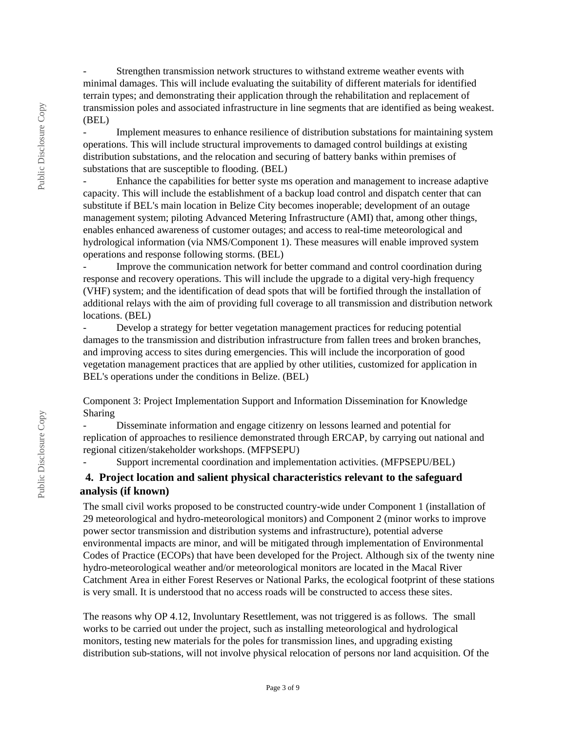- Strengthen transmission network structures to withstand extreme weather events with minimal damages. This will include evaluating the suitability of different materials for identified terrain types; and demonstrating their application through the rehabilitation and replacement of transmission poles and associated infrastructure in line segments that are identified as being weakest. (BEL)
- Implement measures to enhance resilience of distribution substations for maintaining system operations. This will include structural improvements to damaged control buildings at existing distribution substations, and the relocation and securing of battery banks within premises of substations that are susceptible to flooding. (BEL)
- Enhance the capabilities for better syste ms operation and management to increase adaptive capacity. This will include the establishment of a backup load control and dispatch center that can substitute if BEL's main location in Belize City becomes inoperable; development of an outage management system; piloting Advanced Metering Infrastructure (AMI) that, among other things, enables enhanced awareness of customer outages; and access to real-time meteorological and hydrological information (via NMS/Component 1). These measures will enable improved system operations and response following storms. (BEL)
- Improve the communication network for better command and control coordination during response and recovery operations. This will include the upgrade to a digital very-high frequency (VHF) system; and the identification of dead spots that will be fortified through the installation of additional relays with the aim of providing full coverage to all transmission and distribution network locations. (BEL)
- Develop a strategy for better vegetation management practices for reducing potential damages to the transmission and distribution infrastructure from fallen trees and broken branches, and improving access to sites during emergencies. This will include the incorporation of good vegetation management practices that are applied by other utilities, customized for application in BEL's operations under the conditions in Belize. (BEL)

Component 3: Project Implementation Support and Information Dissemination for Knowledge Sharing

- Disseminate information and engage citizenry on lessons learned and potential for replication of approaches to resilience demonstrated through ERCAP, by carrying out national and regional citizen/stakeholder workshops. (MFPSEPU)
- Support incremental coordination and implementation activities. (MFPSEPU/BEL)

### 4. Project location and salient physical characteristics relevant to the safeguard analysis (if known)

The small civil works proposed to be constructed country-wide under Component 1 (installation of 29 meteorological and hydro-meteorological monitors) and Component 2 (minor works to improve power sector transmission and distribution systems and infrastructure), potential adverse environmental impacts are minor, and will be mitigated through implementation of Environmental Codes of Practice (ECOPs) that have been developed for the Project. Although six of the twenty nine hydro-meteorological weather and/or meteorological monitors are located in the Macal River Catchment Area in either Forest Reserves or National Parks, the ecological footprint of these stations is very small. It is understood that no access roads will be constructed to access these sites.

The reasons why OP 4.12, Involuntary Resettlement, was not triggered is as follows. The small works to be carried out under the project, such as installing meteorological and hydrological monitors, testing new materials for the poles for transmission lines, and upgrading existing distribution sub-stations, will not involve physical relocation of persons nor land acquisition. Of the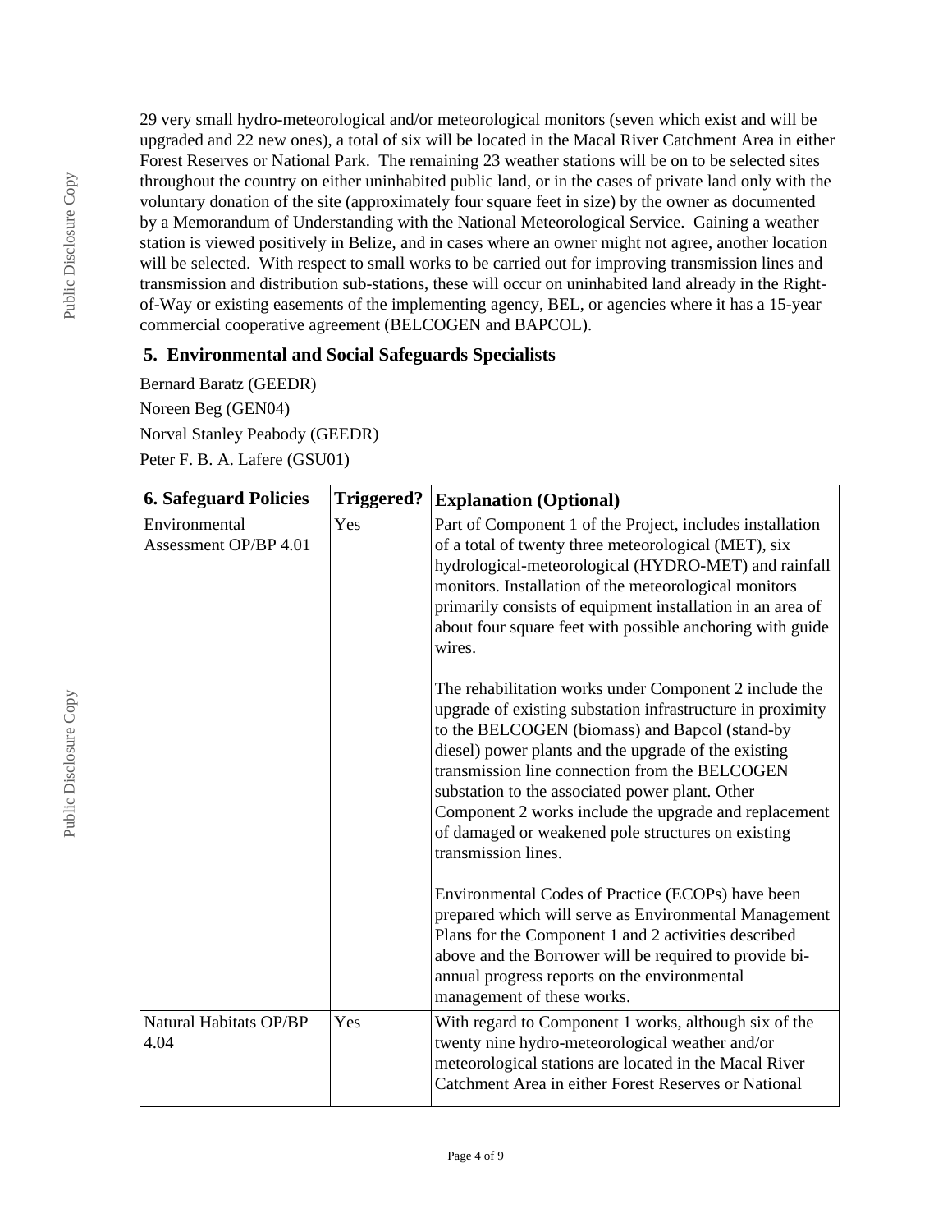29 very small hydro-meteorological and/or meteorological monitors (seven which exist and will be upgraded and 22 new ones), a total of six will be located in the Macal River Catchment Area in either Forest Reserves or National Park. The remaining 23 weather stations will be on to be selected sites throughout the country on either uninhabited public land, or in the cases of private land only with the voluntary donation of the site (approximately four square feet in size) by the owner as documented by a Memorandum of Understanding with the National Meteorological Service. Gaining a weather station is viewed positively in Belize, and in cases where an owner might not agree, another location will be selected. With respect to small works to be carried out for improving transmission lines and transmission and distribution sub-stations, these will occur on uninhabited land already in the Right-of-Way or existing easements of the implementing agency, BEL, or agencies where it has a 15-year commercial cooperative agreement (BELCOGEN and BAPCOL).

## 5. Environmental and Social Safeguards Specialists

Bernard Baratz (GEEDR)

Noreen Beg (GEN04)

Norval Stanley Peabody (GEEDR)

Peter F. B. A. Lafere (GSU01)

| 6. Safeguard Policies | Triggered? | Explanation (Optional) |
| --- | --- | --- |
| Environmental Assessment OP/BP 4.01 | Yes | Part of Component 1 of the Project, includes installation of a total of twenty three meteorological (MET), six hydrological-meteorological (HYDRO-MET) and rainfall monitors. Installation of the meteorological monitors primarily consists of equipment installation in an area of about four square feet with possible anchoring with guide wires.<br><br>The rehabilitation works under Component 2 include the upgrade of existing substation infrastructure in proximity to the BELCOGEN (biomass) and Bapcol (stand-by diesel) power plants and the upgrade of the existing transmission line connection from the BELCOGEN substation to the associated power plant. Other Component 2 works include the upgrade and replacement of damaged or weakened pole structures on existing transmission lines.<br><br>Environmental Codes of Practice (ECOPs) have been prepared which will serve as Environmental Management Plans for the Component 1 and 2 activities described above and the Borrower will be required to provide bi-annual progress reports on the environmental management of these works. |
| Natural Habitats OP/BP 4.04 | Yes | With regard to Component 1 works, although six of the twenty nine hydro-meteorological weather and/or meteorological stations are located in the Macal River Catchment Area in either Forest Reserves or National |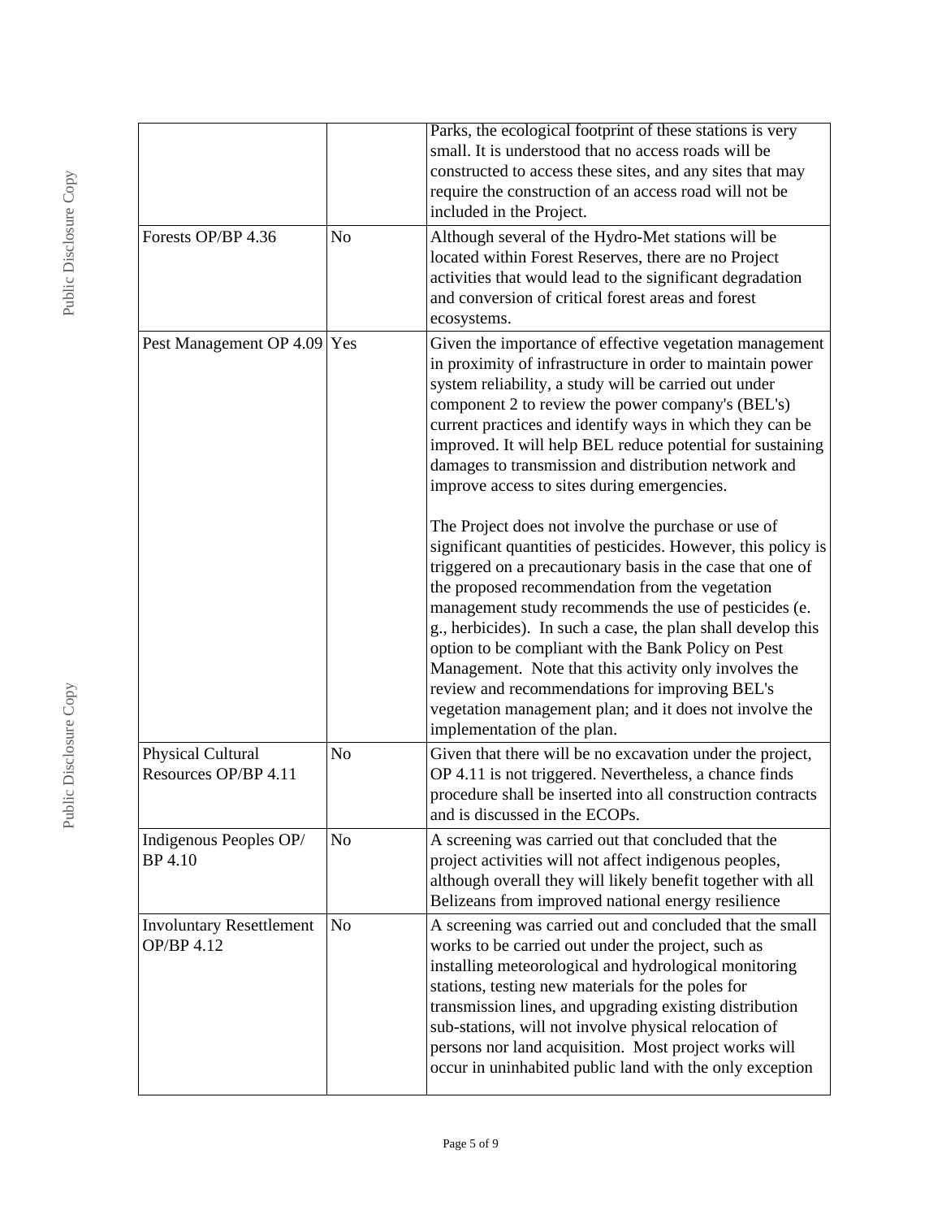| | | |
|---|---|---|
| | | Parks, the ecological footprint of these stations is very small. It is understood that no access roads will be constructed to access these sites, and any sites that may require the construction of an access road will not be included in the Project. |
| Forests OP/BP 4.36 | No | Although several of the Hydro-Met stations will be located within Forest Reserves, there are no Project activities that would lead to the significant degradation and conversion of critical forest areas and forest ecosystems. |
| Pest Management OP 4.09 | Yes | Given the importance of effective vegetation management in proximity of infrastructure in order to maintain power system reliability, a study will be carried out under component 2 to review the power company's (BEL's) current practices and identify ways in which they can be improved. It will help BEL reduce potential for sustaining damages to transmission and distribution network and improve access to sites during emergencies.<br><br>The Project does not involve the purchase or use of significant quantities of pesticides. However, this policy is triggered on a precautionary basis in the case that one of the proposed recommendation from the vegetation management study recommends the use of pesticides (e. g., herbicides). In such a case, the plan shall develop this option to be compliant with the Bank Policy on Pest Management. Note that this activity only involves the review and recommendations for improving BEL's vegetation management plan; and it does not involve the implementation of the plan. |
| Physical Cultural Resources OP/BP 4.11 | No | Given that there will be no excavation under the project, OP 4.11 is not triggered. Nevertheless, a chance finds procedure shall be inserted into all construction contracts and is discussed in the ECOPs. |
| Indigenous Peoples OP/ BP 4.10 | No | A screening was carried out that concluded that the project activities will not affect indigenous peoples, although overall they will likely benefit together with all Belizeans from improved national energy resilience |
| Involuntary Resettlement OP/BP 4.12 | No | A screening was carried out and concluded that the small works to be carried out under the project, such as installing meteorological and hydrological monitoring stations, testing new materials for the poles for transmission lines, and upgrading existing distribution sub-stations, will not involve physical relocation of persons nor land acquisition. Most project works will occur in uninhabited public land with the only exception |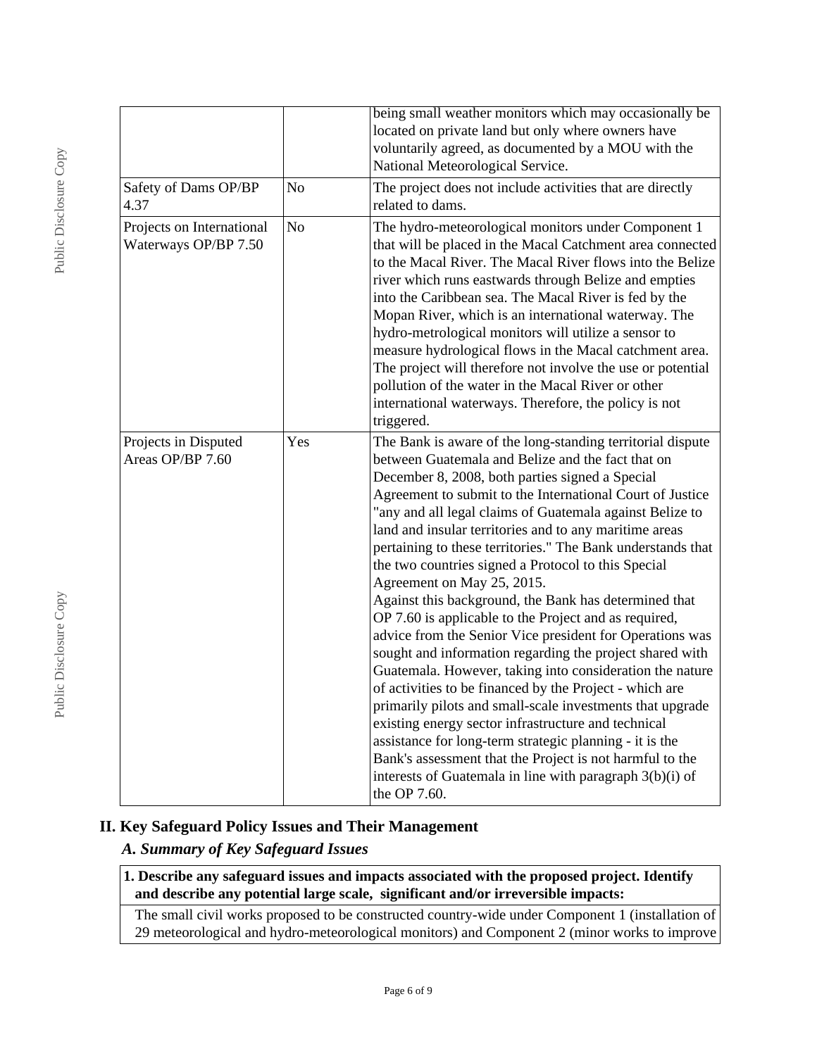| | | |
|---|---|---|
| | | being small weather monitors which may occasionally be located on private land but only where owners have voluntarily agreed, as documented by a MOU with the National Meteorological Service. |
| Safety of Dams OP/BP 4.37 | No | The project does not include activities that are directly related to dams. |
| Projects on International Waterways OP/BP 7.50 | No | The hydro-meteorological monitors under Component 1 that will be placed in the Macal Catchment area connected to the Macal River. The Macal River flows into the Belize river which runs eastwards through Belize and empties into the Caribbean sea. The Macal River is fed by the Mopan River, which is an international waterway. The hydro-metrological monitors will utilize a sensor to measure hydrological flows in the Macal catchment area. The project will therefore not involve the use or potential pollution of the water in the Macal River or other international waterways. Therefore, the policy is not triggered. |
| Projects in Disputed Areas OP/BP 7.60 | Yes | The Bank is aware of the long-standing territorial dispute between Guatemala and Belize and the fact that on December 8, 2008, both parties signed a Special Agreement to submit to the International Court of Justice "any and all legal claims of Guatemala against Belize to land and insular territories and to any maritime areas pertaining to these territories." The Bank understands that the two countries signed a Protocol to this Special Agreement on May 25, 2015.<br>Against this background, the Bank has determined that OP 7.60 is applicable to the Project and as required, advice from the Senior Vice president for Operations was sought and information regarding the project shared with Guatemala. However, taking into consideration the nature of activities to be financed by the Project - which are primarily pilots and small-scale investments that upgrade existing energy sector infrastructure and technical assistance for long-term strategic planning - it is the Bank's assessment that the Project is not harmful to the interests of Guatemala in line with paragraph 3(b)(i) of the OP 7.60. |

## II. Key Safeguard Policy Issues and Their Management

### *A. Summary of Key Safeguard Issues*

**1. Describe any safeguard issues and impacts associated with the proposed project. Identify and describe any potential large scale, significant and/or irreversible impacts:**

The small civil works proposed to be constructed country-wide under Component 1 (installation of 29 meteorological and hydro-meteorological monitors) and Component 2 (minor works to improve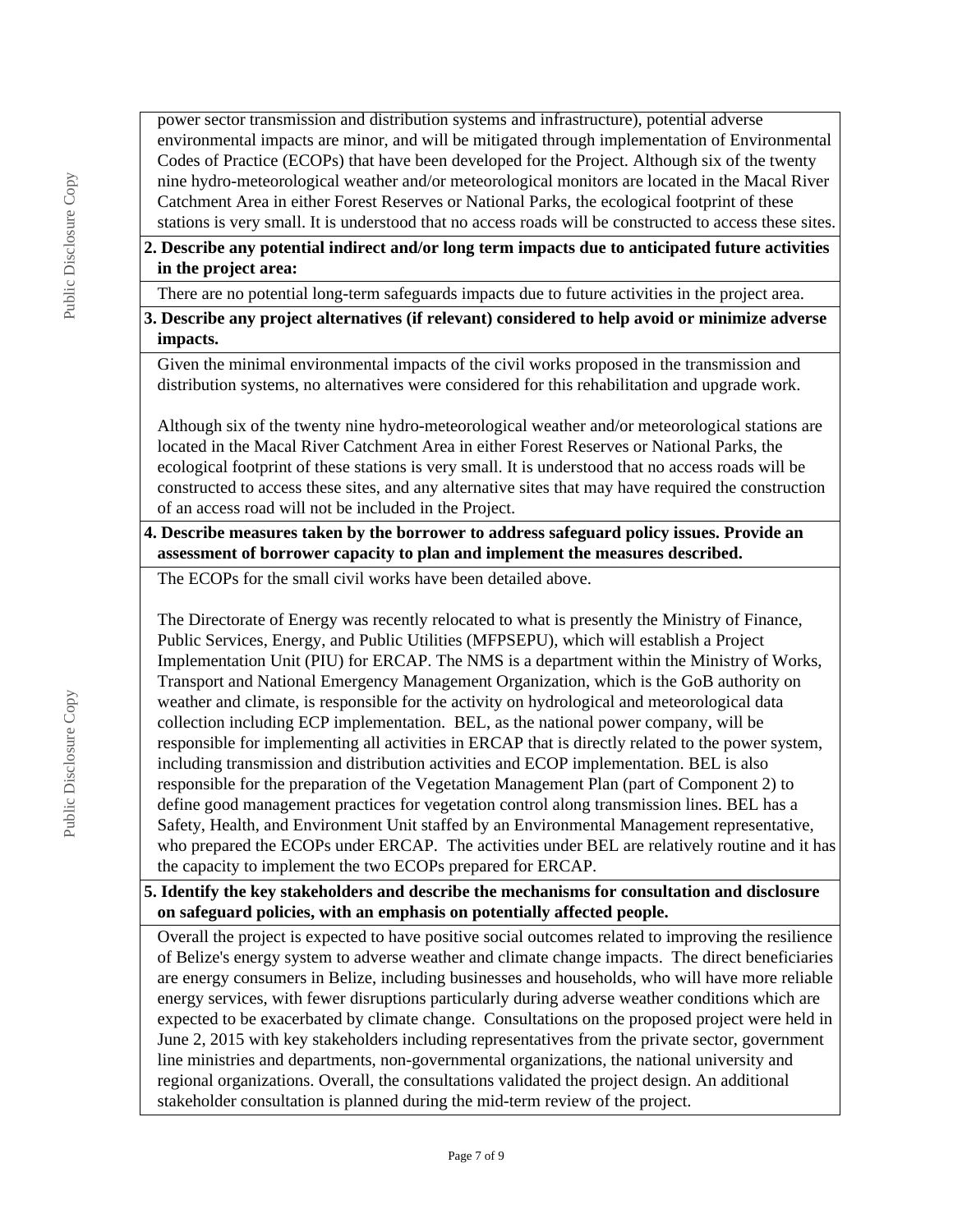power sector transmission and distribution systems and infrastructure), potential adverse environmental impacts are minor, and will be mitigated through implementation of Environmental Codes of Practice (ECOPs) that have been developed for the Project. Although six of the twenty nine hydro-meteorological weather and/or meteorological monitors are located in the Macal River Catchment Area in either Forest Reserves or National Parks, the ecological footprint of these stations is very small. It is understood that no access roads will be constructed to access these sites.

**2. Describe any potential indirect and/or long term impacts due to anticipated future activities in the project area:**

There are no potential long-term safeguards impacts due to future activities in the project area.

**3. Describe any project alternatives (if relevant) considered to help avoid or minimize adverse impacts.**

Given the minimal environmental impacts of the civil works proposed in the transmission and distribution systems, no alternatives were considered for this rehabilitation and upgrade work.

Although six of the twenty nine hydro-meteorological weather and/or meteorological stations are located in the Macal River Catchment Area in either Forest Reserves or National Parks, the ecological footprint of these stations is very small. It is understood that no access roads will be constructed to access these sites, and any alternative sites that may have required the construction of an access road will not be included in the Project.

**4. Describe measures taken by the borrower to address safeguard policy issues. Provide an assessment of borrower capacity to plan and implement the measures described.**

The ECOPs for the small civil works have been detailed above.

The Directorate of Energy was recently relocated to what is presently the Ministry of Finance, Public Services, Energy, and Public Utilities (MFPSEPU), which will establish a Project Implementation Unit (PIU) for ERCAP. The NMS is a department within the Ministry of Works, Transport and National Emergency Management Organization, which is the GoB authority on weather and climate, is responsible for the activity on hydrological and meteorological data collection including ECP implementation. BEL, as the national power company, will be responsible for implementing all activities in ERCAP that is directly related to the power system, including transmission and distribution activities and ECOP implementation. BEL is also responsible for the preparation of the Vegetation Management Plan (part of Component 2) to define good management practices for vegetation control along transmission lines. BEL has a Safety, Health, and Environment Unit staffed by an Environmental Management representative, who prepared the ECOPs under ERCAP. The activities under BEL are relatively routine and it has the capacity to implement the two ECOPs prepared for ERCAP.

**5. Identify the key stakeholders and describe the mechanisms for consultation and disclosure on safeguard policies, with an emphasis on potentially affected people.**

Overall the project is expected to have positive social outcomes related to improving the resilience of Belize's energy system to adverse weather and climate change impacts. The direct beneficiaries are energy consumers in Belize, including businesses and households, who will have more reliable energy services, with fewer disruptions particularly during adverse weather conditions which are expected to be exacerbated by climate change. Consultations on the proposed project were held in June 2, 2015 with key stakeholders including representatives from the private sector, government line ministries and departments, non-governmental organizations, the national university and regional organizations. Overall, the consultations validated the project design. An additional stakeholder consultation is planned during the mid-term review of the project.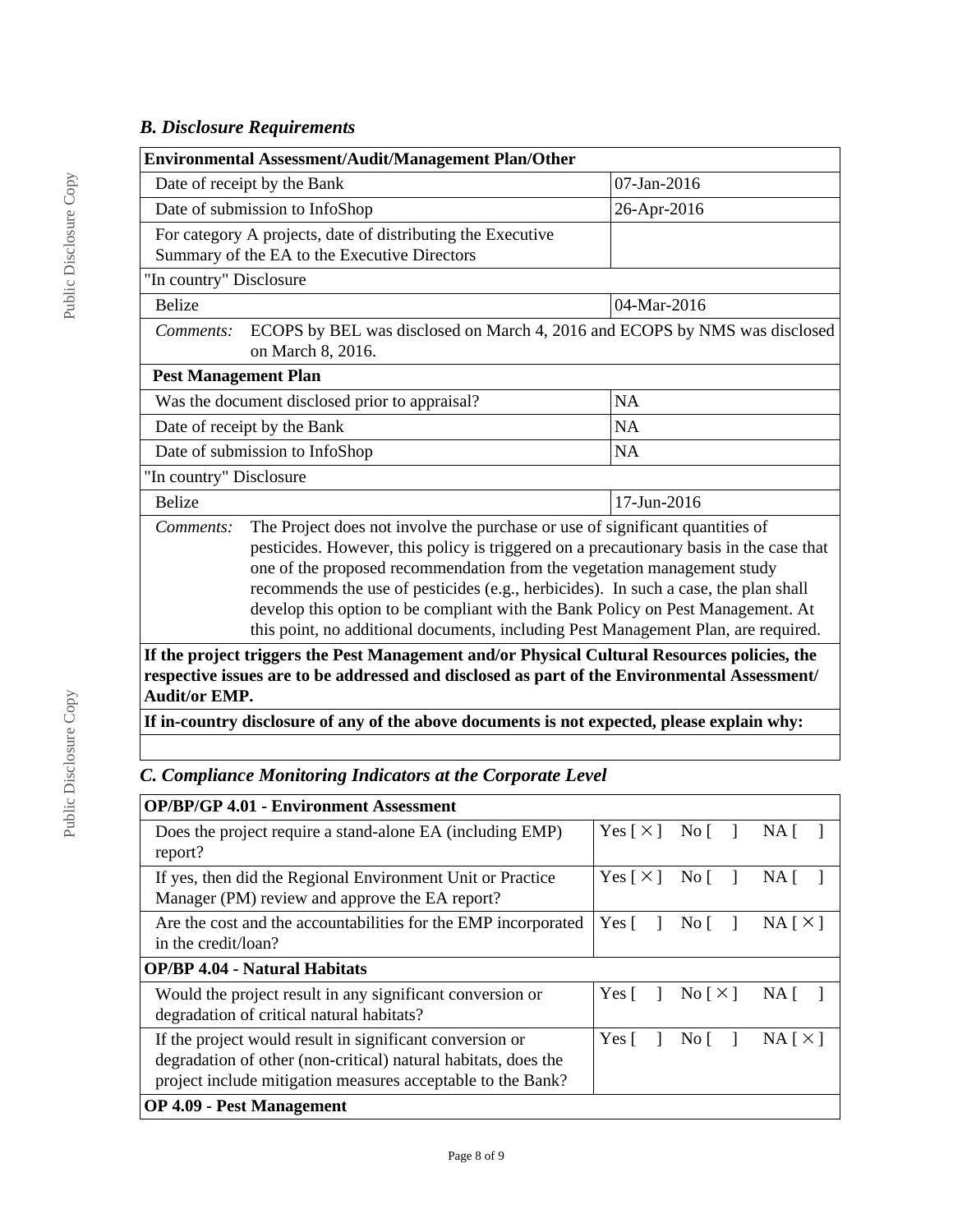### *B. Disclosure Requirements*

| **Environmental Assessment/Audit/Management Plan/Other** | |
|---|---|
| Date of receipt by the Bank | 07-Jan-2016 |
| Date of submission to InfoShop | 26-Apr-2016 |
| For category A projects, date of distributing the Executive Summary of the EA to the Executive Directors | |
| "In country" Disclosure | |
| Belize | 04-Mar-2016 |
| *Comments:* ECOPS by BEL was disclosed on March 4, 2016 and ECOPS by NMS was disclosed on March 8, 2016. | |
| **Pest Management Plan** | |
| Was the document disclosed prior to appraisal? | NA |
| Date of receipt by the Bank | NA |
| Date of submission to InfoShop | NA |
| "In country" Disclosure | |
| Belize | 17-Jun-2016 |
| *Comments:* The Project does not involve the purchase or use of significant quantities of pesticides. However, this policy is triggered on a precautionary basis in the case that one of the proposed recommendation from the vegetation management study recommends the use of pesticides (e.g., herbicides). In such a case, the plan shall develop this option to be compliant with the Bank Policy on Pest Management. At this point, no additional documents, including Pest Management Plan, are required. | |
| **If the project triggers the Pest Management and/or Physical Cultural Resources policies, the respective issues are to be addressed and disclosed as part of the Environmental Assessment/ Audit/or EMP.** | |
| **If in-country disclosure of any of the above documents is not expected, please explain why:** | |
| | |

### *C. Compliance Monitoring Indicators at the Corporate Level*

| **OP/BP/GP 4.01 - Environment Assessment** | |
|---|---|
| Does the project require a stand-alone EA (including EMP) report? | Yes [ × ] No [ ] NA [ ] |
| If yes, then did the Regional Environment Unit or Practice Manager (PM) review and approve the EA report? | Yes [ × ] No [ ] NA [ ] |
| Are the cost and the accountabilities for the EMP incorporated in the credit/loan? | Yes [ ] No [ ] NA [ × ] |
| **OP/BP 4.04 - Natural Habitats** | |
| Would the project result in any significant conversion or degradation of critical natural habitats? | Yes [ ] No [ × ] NA [ ] |
| If the project would result in significant conversion or degradation of other (non-critical) natural habitats, does the project include mitigation measures acceptable to the Bank? | Yes [ ] No [ ] NA [ × ] |
| **OP 4.09 - Pest Management** | |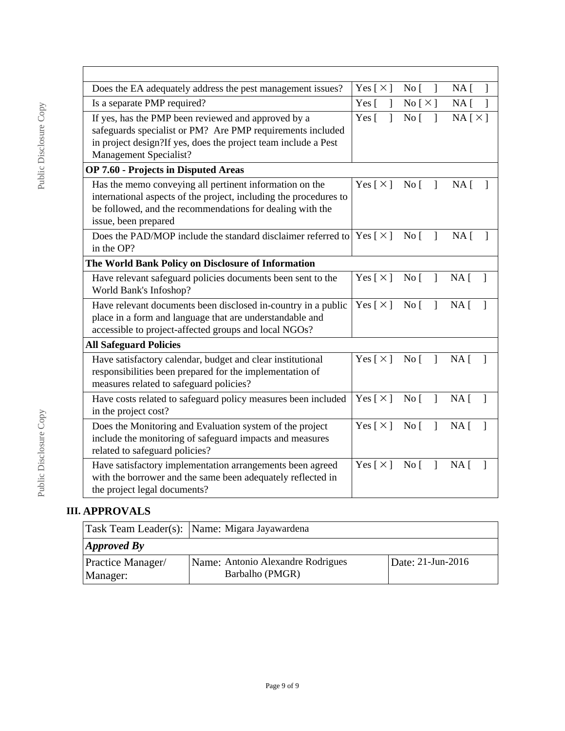| | |
|---|---|
| Does the EA adequately address the pest management issues? | Yes [ × ] No [ ] NA [ ] |
| Is a separate PMP required? | Yes [ ] No [ × ] NA [ ] |
| If yes, has the PMP been reviewed and approved by a safeguards specialist or PM? Are PMP requirements included in project design?If yes, does the project team include a Pest Management Specialist? | Yes [ ] No [ ] NA [ × ] |
| **OP 7.60 - Projects in Disputed Areas** | |
| Has the memo conveying all pertinent information on the international aspects of the project, including the procedures to be followed, and the recommendations for dealing with the issue, been prepared | Yes [ × ] No [ ] NA [ ] |
| Does the PAD/MOP include the standard disclaimer referred to in the OP? | Yes [ × ] No [ ] NA [ ] |
| **The World Bank Policy on Disclosure of Information** | |
| Have relevant safeguard policies documents been sent to the World Bank's Infoshop? | Yes [ × ] No [ ] NA [ ] |
| Have relevant documents been disclosed in-country in a public place in a form and language that are understandable and accessible to project-affected groups and local NGOs? | Yes [ × ] No [ ] NA [ ] |
| **All Safeguard Policies** | |
| Have satisfactory calendar, budget and clear institutional responsibilities been prepared for the implementation of measures related to safeguard policies? | Yes [ × ] No [ ] NA [ ] |
| Have costs related to safeguard policy measures been included in the project cost? | Yes [ × ] No [ ] NA [ ] |
| Does the Monitoring and Evaluation system of the project include the monitoring of safeguard impacts and measures related to safeguard policies? | Yes [ × ] No [ ] NA [ ] |
| Have satisfactory implementation arrangements been agreed with the borrower and the same been adequately reflected in the project legal documents? | Yes [ × ] No [ ] NA [ ] |

## III. APPROVALS

| | | |
|---|---|---|
| Task Team Leader(s): | Name: Migara Jayawardena | |
| ***Approved By*** | | |
| Practice Manager/ Manager: | Name: Antonio Alexandre Rodrigues Barbalho (PMGR) | Date: 21-Jun-2016 |